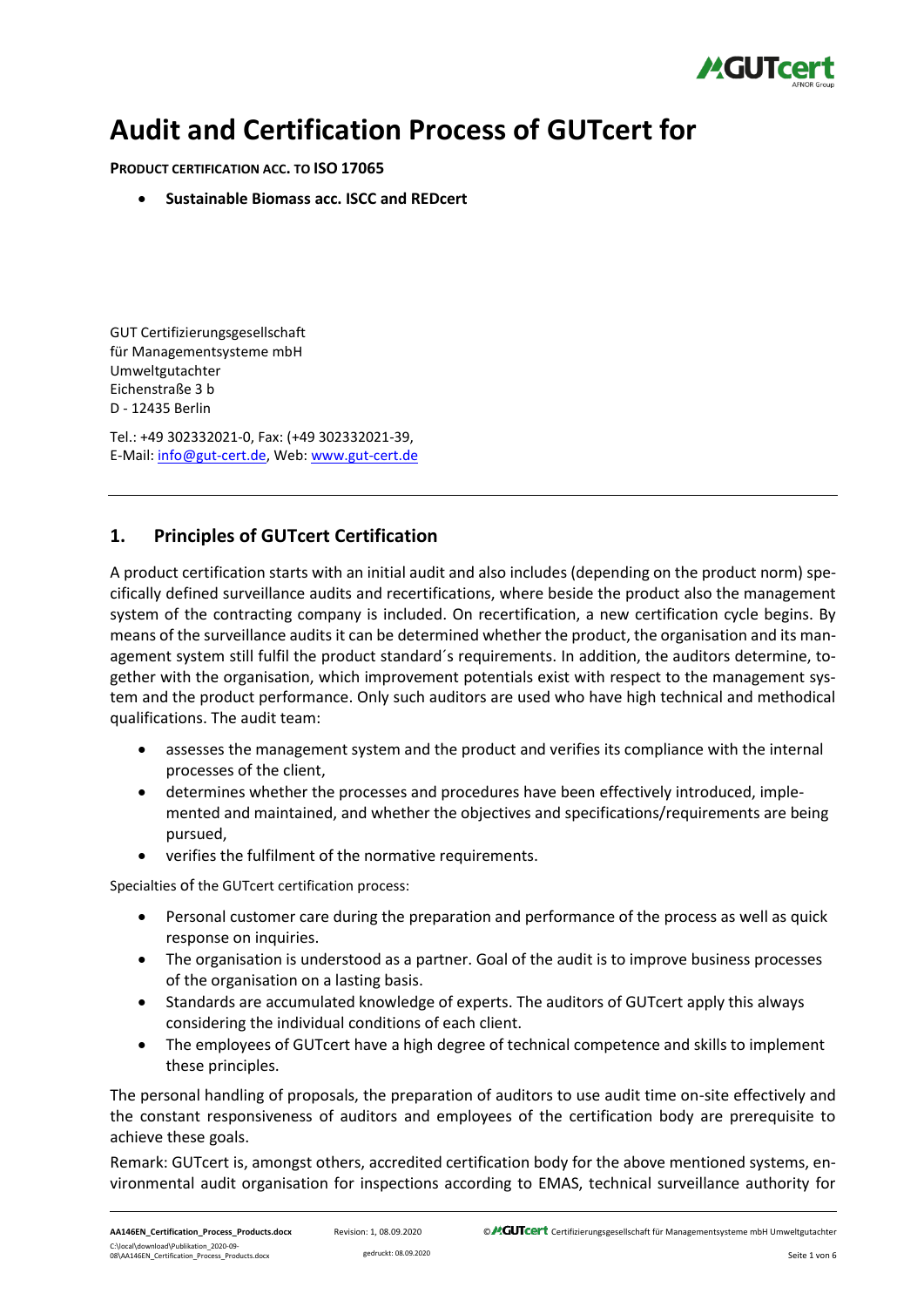# Audit and Certification Process of GUTcert for

**PRODUCT CERTIFICATION ACC. TO ISO 17065**

- **Sustainable Biomass acc. ISCC and REDcert**

GUT Certifizierungsgesellschaft
für Managementsysteme mbH
Umweltgutachter
Eichenstraße 3 b
D - 12435 Berlin

Tel.: +49 302332021-0, Fax: (+49 302332021-39,
E-Mail: info@gut-cert.de, Web: www.gut-cert.de

## 1. Principles of GUTcert Certification

A product certification starts with an initial audit and also includes (depending on the product norm) specifically defined surveillance audits and recertifications, where beside the product also the management system of the contracting company is included. On recertification, a new certification cycle begins. By means of the surveillance audits it can be determined whether the product, the organisation and its management system still fulfil the product standard´s requirements. In addition, the auditors determine, together with the organisation, which improvement potentials exist with respect to the management system and the product performance. Only such auditors are used who have high technical and methodical qualifications. The audit team:

- assesses the management system and the product and verifies its compliance with the internal processes of the client,
- determines whether the processes and procedures have been effectively introduced, implemented and maintained, and whether the objectives and specifications/requirements are being pursued,
- verifies the fulfilment of the normative requirements.

Specialties of the GUTcert certification process:

- Personal customer care during the preparation and performance of the process as well as quick response on inquiries.
- The organisation is understood as a partner. Goal of the audit is to improve business processes of the organisation on a lasting basis.
- Standards are accumulated knowledge of experts. The auditors of GUTcert apply this always considering the individual conditions of each client.
- The employees of GUTcert have a high degree of technical competence and skills to implement these principles.

The personal handling of proposals, the preparation of auditors to use audit time on-site effectively and the constant responsiveness of auditors and employees of the certification body are prerequisite to achieve these goals.

Remark: GUTcert is, amongst others, accredited certification body for the above mentioned systems, environmental audit organisation for inspections according to EMAS, technical surveillance authority for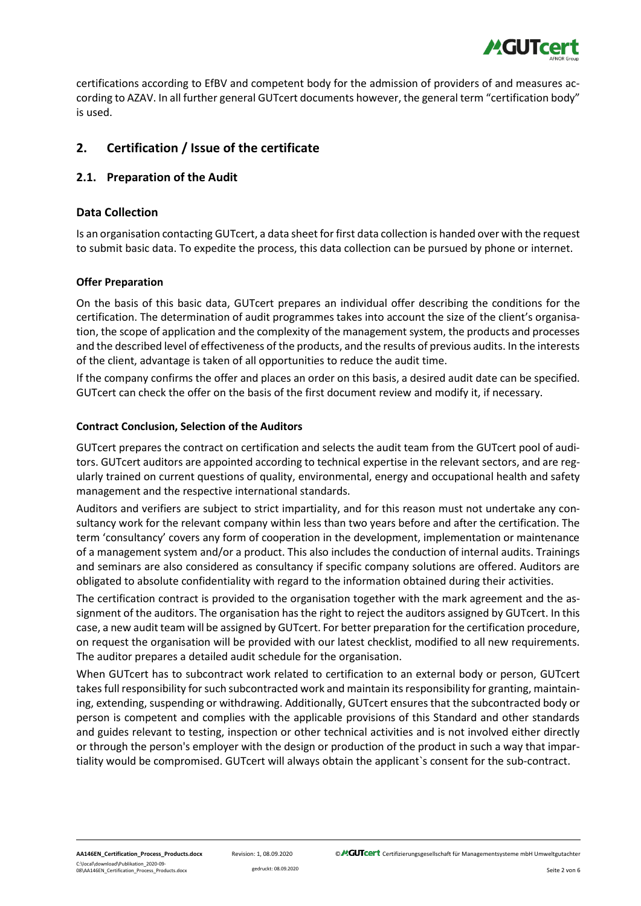certifications according to EfBV and competent body for the admission of providers of and measures according to AZAV. In all further general GUTcert documents however, the general term "certification body" is used.

## 2. Certification / Issue of the certificate

### 2.1. Preparation of the Audit

### Data Collection

Is an organisation contacting GUTcert, a data sheet for first data collection is handed over with the request to submit basic data. To expedite the process, this data collection can be pursued by phone or internet.

**Offer Preparation**

On the basis of this basic data, GUTcert prepares an individual offer describing the conditions for the certification. The determination of audit programmes takes into account the size of the client's organisation, the scope of application and the complexity of the management system, the products and processes and the described level of effectiveness of the products, and the results of previous audits. In the interests of the client, advantage is taken of all opportunities to reduce the audit time.

If the company confirms the offer and places an order on this basis, a desired audit date can be specified. GUTcert can check the offer on the basis of the first document review and modify it, if necessary.

**Contract Conclusion, Selection of the Auditors**

GUTcert prepares the contract on certification and selects the audit team from the GUTcert pool of auditors. GUTcert auditors are appointed according to technical expertise in the relevant sectors, and are regularly trained on current questions of quality, environmental, energy and occupational health and safety management and the respective international standards.

Auditors and verifiers are subject to strict impartiality, and for this reason must not undertake any consultancy work for the relevant company within less than two years before and after the certification. The term 'consultancy' covers any form of cooperation in the development, implementation or maintenance of a management system and/or a product. This also includes the conduction of internal audits. Trainings and seminars are also considered as consultancy if specific company solutions are offered. Auditors are obligated to absolute confidentiality with regard to the information obtained during their activities.

The certification contract is provided to the organisation together with the mark agreement and the assignment of the auditors. The organisation has the right to reject the auditors assigned by GUTcert. In this case, a new audit team will be assigned by GUTcert. For better preparation for the certification procedure, on request the organisation will be provided with our latest checklist, modified to all new requirements. The auditor prepares a detailed audit schedule for the organisation.

When GUTcert has to subcontract work related to certification to an external body or person, GUTcert takes full responsibility for such subcontracted work and maintain its responsibility for granting, maintaining, extending, suspending or withdrawing. Additionally, GUTcert ensures that the subcontracted body or person is competent and complies with the applicable provisions of this Standard and other standards and guides relevant to testing, inspection or other technical activities and is not involved either directly or through the person's employer with the design or production of the product in such a way that impartiality would be compromised. GUTcert will always obtain the applicant`s consent for the sub-contract.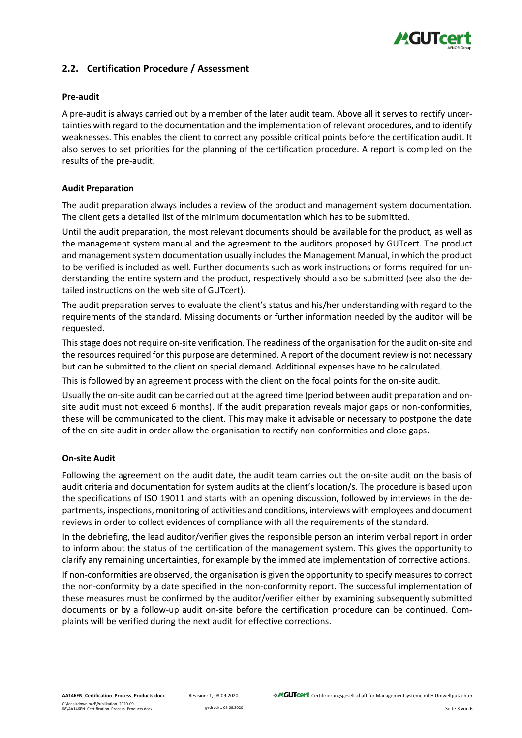## 2.2. Certification Procedure / Assessment

### Pre-audit

A pre-audit is always carried out by a member of the later audit team. Above all it serves to rectify uncertainties with regard to the documentation and the implementation of relevant procedures, and to identify weaknesses. This enables the client to correct any possible critical points before the certification audit. It also serves to set priorities for the planning of the certification procedure. A report is compiled on the results of the pre-audit.

### Audit Preparation

The audit preparation always includes a review of the product and management system documentation. The client gets a detailed list of the minimum documentation which has to be submitted.

Until the audit preparation, the most relevant documents should be available for the product, as well as the management system manual and the agreement to the auditors proposed by GUTcert. The product and management system documentation usually includes the Management Manual, in which the product to be verified is included as well. Further documents such as work instructions or forms required for understanding the entire system and the product, respectively should also be submitted (see also the detailed instructions on the web site of GUTcert).

The audit preparation serves to evaluate the client's status and his/her understanding with regard to the requirements of the standard. Missing documents or further information needed by the auditor will be requested.

This stage does not require on-site verification. The readiness of the organisation for the audit on-site and the resources required for this purpose are determined. A report of the document review is not necessary but can be submitted to the client on special demand. Additional expenses have to be calculated.

This is followed by an agreement process with the client on the focal points for the on-site audit.

Usually the on-site audit can be carried out at the agreed time (period between audit preparation and on-site audit must not exceed 6 months). If the audit preparation reveals major gaps or non-conformities, these will be communicated to the client. This may make it advisable or necessary to postpone the date of the on-site audit in order allow the organisation to rectify non-conformities and close gaps.

### On-site Audit

Following the agreement on the audit date, the audit team carries out the on-site audit on the basis of audit criteria and documentation for system audits at the client's location/s. The procedure is based upon the specifications of ISO 19011 and starts with an opening discussion, followed by interviews in the departments, inspections, monitoring of activities and conditions, interviews with employees and document reviews in order to collect evidences of compliance with all the requirements of the standard.

In the debriefing, the lead auditor/verifier gives the responsible person an interim verbal report in order to inform about the status of the certification of the management system. This gives the opportunity to clarify any remaining uncertainties, for example by the immediate implementation of corrective actions.

If non-conformities are observed, the organisation is given the opportunity to specify measures to correct the non-conformity by a date specified in the non-conformity report. The successful implementation of these measures must be confirmed by the auditor/verifier either by examining subsequently submitted documents or by a follow-up audit on-site before the certification procedure can be continued. Complaints will be verified during the next audit for effective corrections.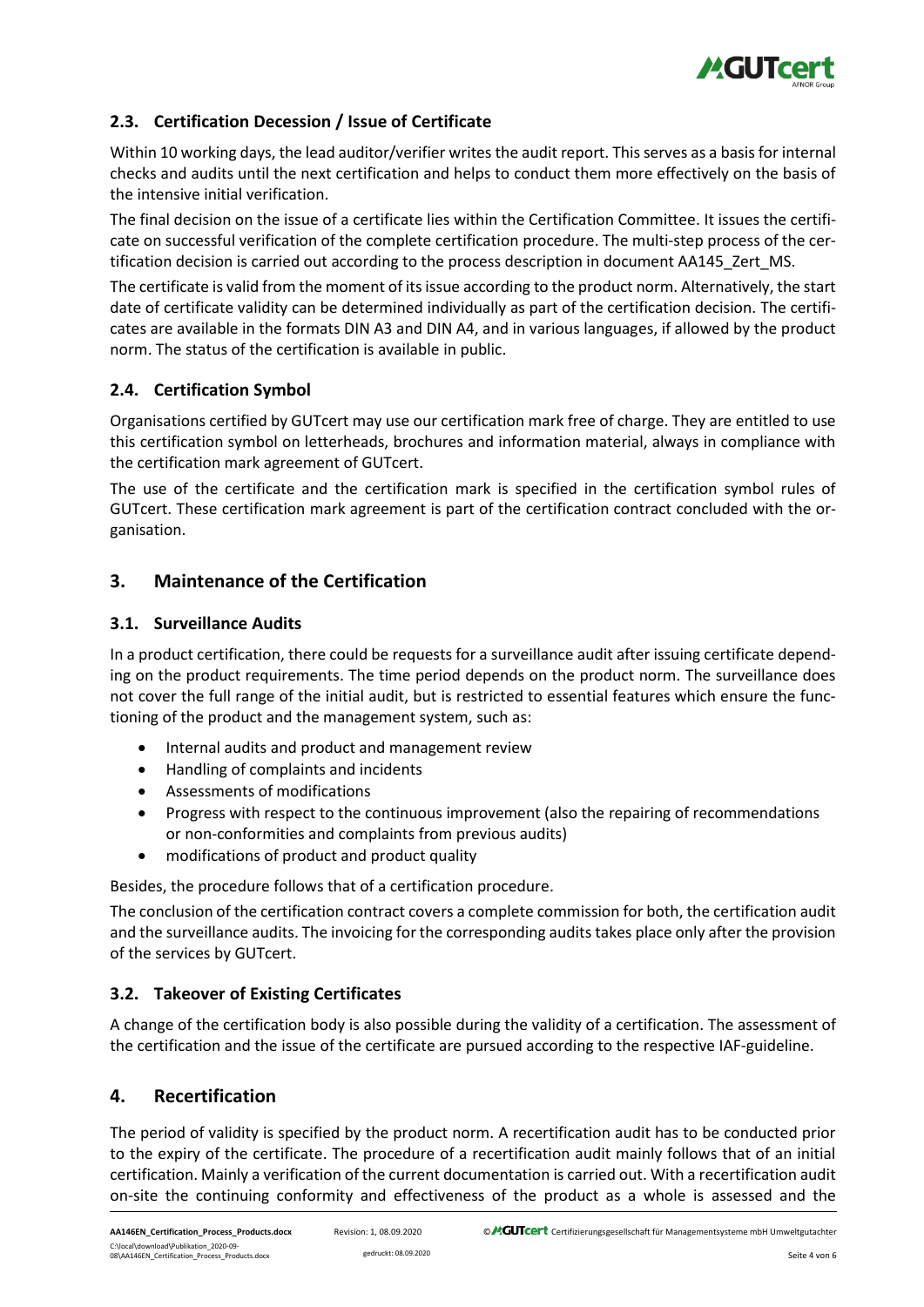## 2.3. Certification Decession / Issue of Certificate

Within 10 working days, the lead auditor/verifier writes the audit report. This serves as a basis for internal checks and audits until the next certification and helps to conduct them more effectively on the basis of the intensive initial verification.

The final decision on the issue of a certificate lies within the Certification Committee. It issues the certificate on successful verification of the complete certification procedure. The multi-step process of the certification decision is carried out according to the process description in document AA145_Zert_MS.

The certificate is valid from the moment of its issue according to the product norm. Alternatively, the start date of certificate validity can be determined individually as part of the certification decision. The certificates are available in the formats DIN A3 and DIN A4, and in various languages, if allowed by the product norm. The status of the certification is available in public.

## 2.4. Certification Symbol

Organisations certified by GUTcert may use our certification mark free of charge. They are entitled to use this certification symbol on letterheads, brochures and information material, always in compliance with the certification mark agreement of GUTcert.

The use of the certificate and the certification mark is specified in the certification symbol rules of GUTcert. These certification mark agreement is part of the certification contract concluded with the organisation.

# 3. Maintenance of the Certification

## 3.1. Surveillance Audits

In a product certification, there could be requests for a surveillance audit after issuing certificate depending on the product requirements. The time period depends on the product norm. The surveillance does not cover the full range of the initial audit, but is restricted to essential features which ensure the functioning of the product and the management system, such as:

- Internal audits and product and management review
- Handling of complaints and incidents
- Assessments of modifications
- Progress with respect to the continuous improvement (also the repairing of recommendations or non-conformities and complaints from previous audits)
- modifications of product and product quality

Besides, the procedure follows that of a certification procedure.

The conclusion of the certification contract covers a complete commission for both, the certification audit and the surveillance audits. The invoicing for the corresponding audits takes place only after the provision of the services by GUTcert.

## 3.2. Takeover of Existing Certificates

A change of the certification body is also possible during the validity of a certification. The assessment of the certification and the issue of the certificate are pursued according to the respective IAF-guideline.

# 4. Recertification

The period of validity is specified by the product norm. A recertification audit has to be conducted prior to the expiry of the certificate. The procedure of a recertification audit mainly follows that of an initial certification. Mainly a verification of the current documentation is carried out. With a recertification audit on-site the continuing conformity and effectiveness of the product as a whole is assessed and the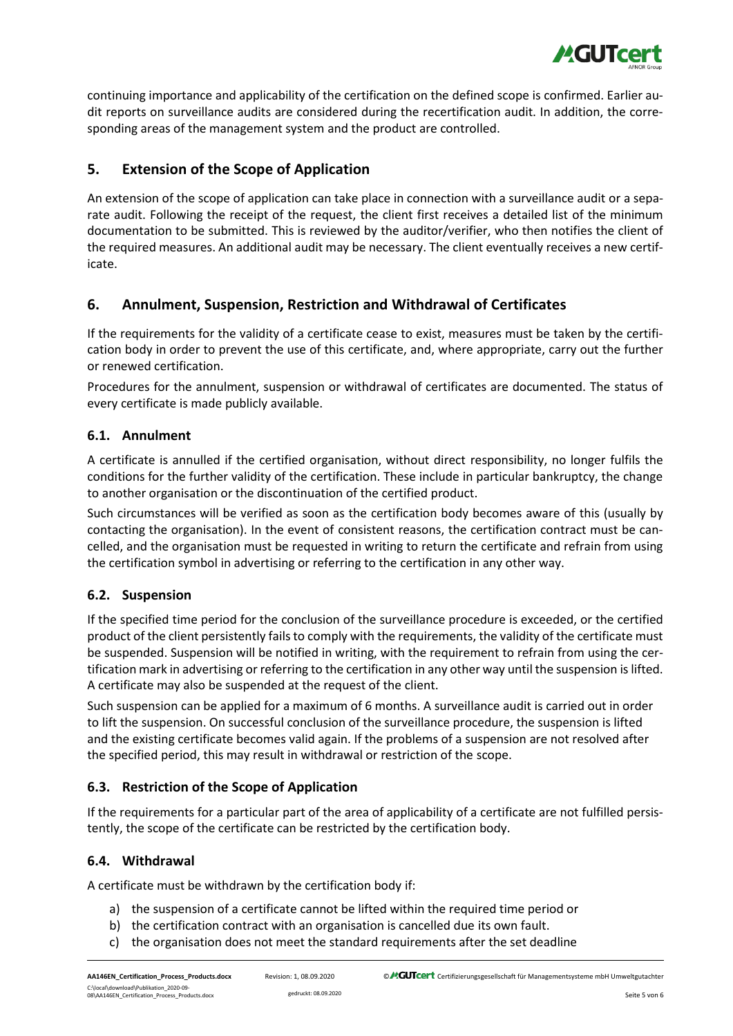continuing importance and applicability of the certification on the defined scope is confirmed. Earlier audit reports on surveillance audits are considered during the recertification audit. In addition, the corresponding areas of the management system and the product are controlled.

## 5. Extension of the Scope of Application

An extension of the scope of application can take place in connection with a surveillance audit or a separate audit. Following the receipt of the request, the client first receives a detailed list of the minimum documentation to be submitted. This is reviewed by the auditor/verifier, who then notifies the client of the required measures. An additional audit may be necessary. The client eventually receives a new certificate.

## 6. Annulment, Suspension, Restriction and Withdrawal of Certificates

If the requirements for the validity of a certificate cease to exist, measures must be taken by the certification body in order to prevent the use of this certificate, and, where appropriate, carry out the further or renewed certification.

Procedures for the annulment, suspension or withdrawal of certificates are documented. The status of every certificate is made publicly available.

### 6.1. Annulment

A certificate is annulled if the certified organisation, without direct responsibility, no longer fulfils the conditions for the further validity of the certification. These include in particular bankruptcy, the change to another organisation or the discontinuation of the certified product.

Such circumstances will be verified as soon as the certification body becomes aware of this (usually by contacting the organisation). In the event of consistent reasons, the certification contract must be cancelled, and the organisation must be requested in writing to return the certificate and refrain from using the certification symbol in advertising or referring to the certification in any other way.

### 6.2. Suspension

If the specified time period for the conclusion of the surveillance procedure is exceeded, or the certified product of the client persistently fails to comply with the requirements, the validity of the certificate must be suspended. Suspension will be notified in writing, with the requirement to refrain from using the certification mark in advertising or referring to the certification in any other way until the suspension is lifted. A certificate may also be suspended at the request of the client.

Such suspension can be applied for a maximum of 6 months. A surveillance audit is carried out in order to lift the suspension. On successful conclusion of the surveillance procedure, the suspension is lifted and the existing certificate becomes valid again. If the problems of a suspension are not resolved after the specified period, this may result in withdrawal or restriction of the scope.

### 6.3. Restriction of the Scope of Application

If the requirements for a particular part of the area of applicability of a certificate are not fulfilled persistently, the scope of the certificate can be restricted by the certification body.

### 6.4. Withdrawal

A certificate must be withdrawn by the certification body if:

a) the suspension of a certificate cannot be lifted within the required time period or
b) the certification contract with an organisation is cancelled due its own fault.
c) the organisation does not meet the standard requirements after the set deadline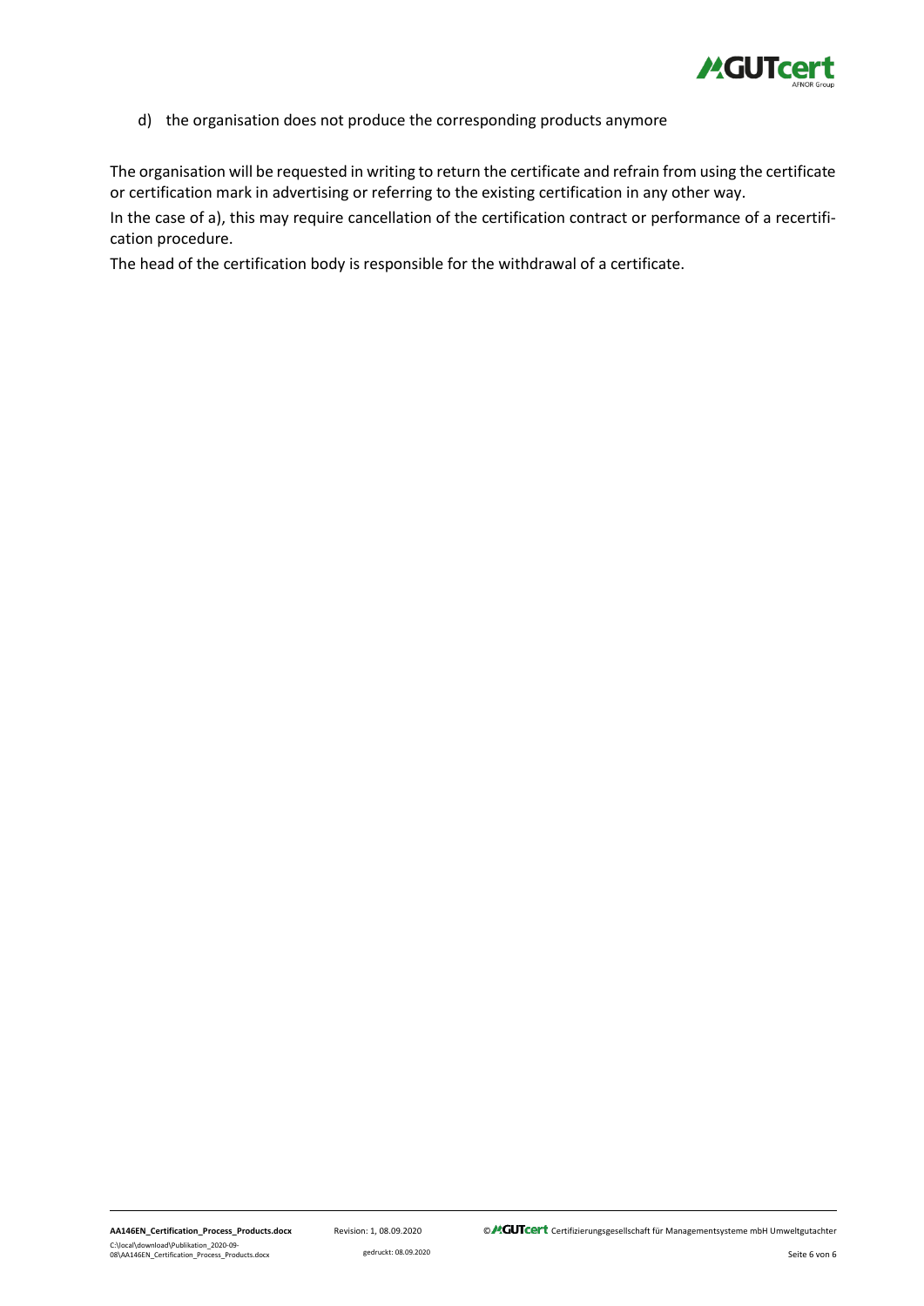d) the organisation does not produce the corresponding products anymore

The organisation will be requested in writing to return the certificate and refrain from using the certificate or certification mark in advertising or referring to the existing certification in any other way.

In the case of a), this may require cancellation of the certification contract or performance of a recertification procedure.

The head of the certification body is responsible for the withdrawal of a certificate.